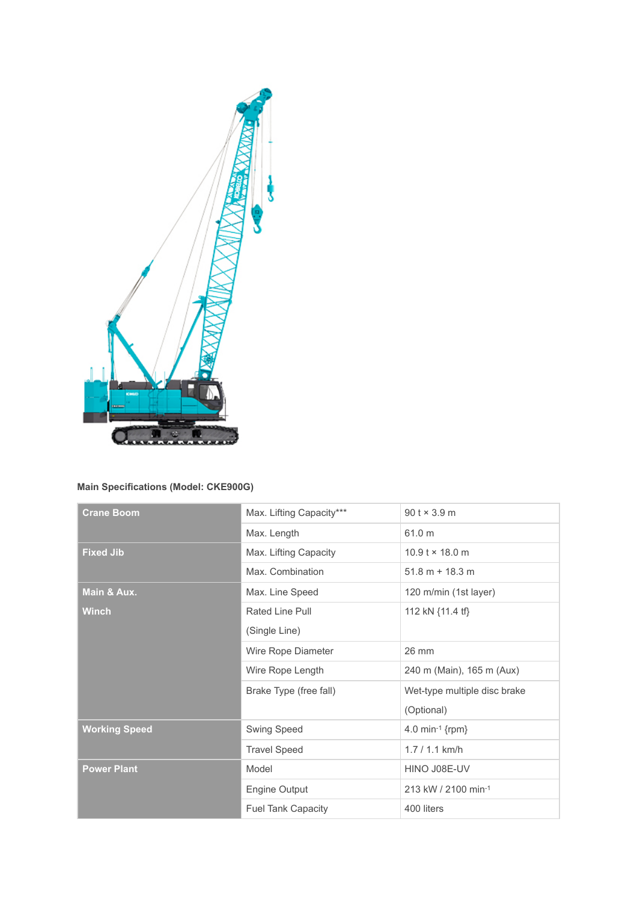**Main Specifications (Model: CKE900G)**

| | | |
|---|---|---|
| **Crane Boom** | Max. Lifting Capacity*** | 90 t × 3.9 m |
| | Max. Length | 61.0 m |
| **Fixed Jib** | Max. Lifting Capacity | 10.9 t × 18.0 m |
| | Max. Combination | 51.8 m + 18.3 m |
| **Main & Aux. Winch** | Max. Line Speed | 120 m/min (1st layer) |
| | Rated Line Pull (Single Line) | 112 kN {11.4 tf} |
| | Wire Rope Diameter | 26 mm |
| | Wire Rope Length | 240 m (Main), 165 m (Aux) |
| | Brake Type (free fall) | Wet-type multiple disc brake (Optional) |
| **Working Speed** | Swing Speed | 4.0 $min^{-1}$ {rpm} |
| | Travel Speed | 1.7 / 1.1 km/h |
| **Power Plant** | Model | HINO J08E-UV |
| | Engine Output | 213 kW / 2100 $min^{-1}$ |
| | Fuel Tank Capacity | 400 liters |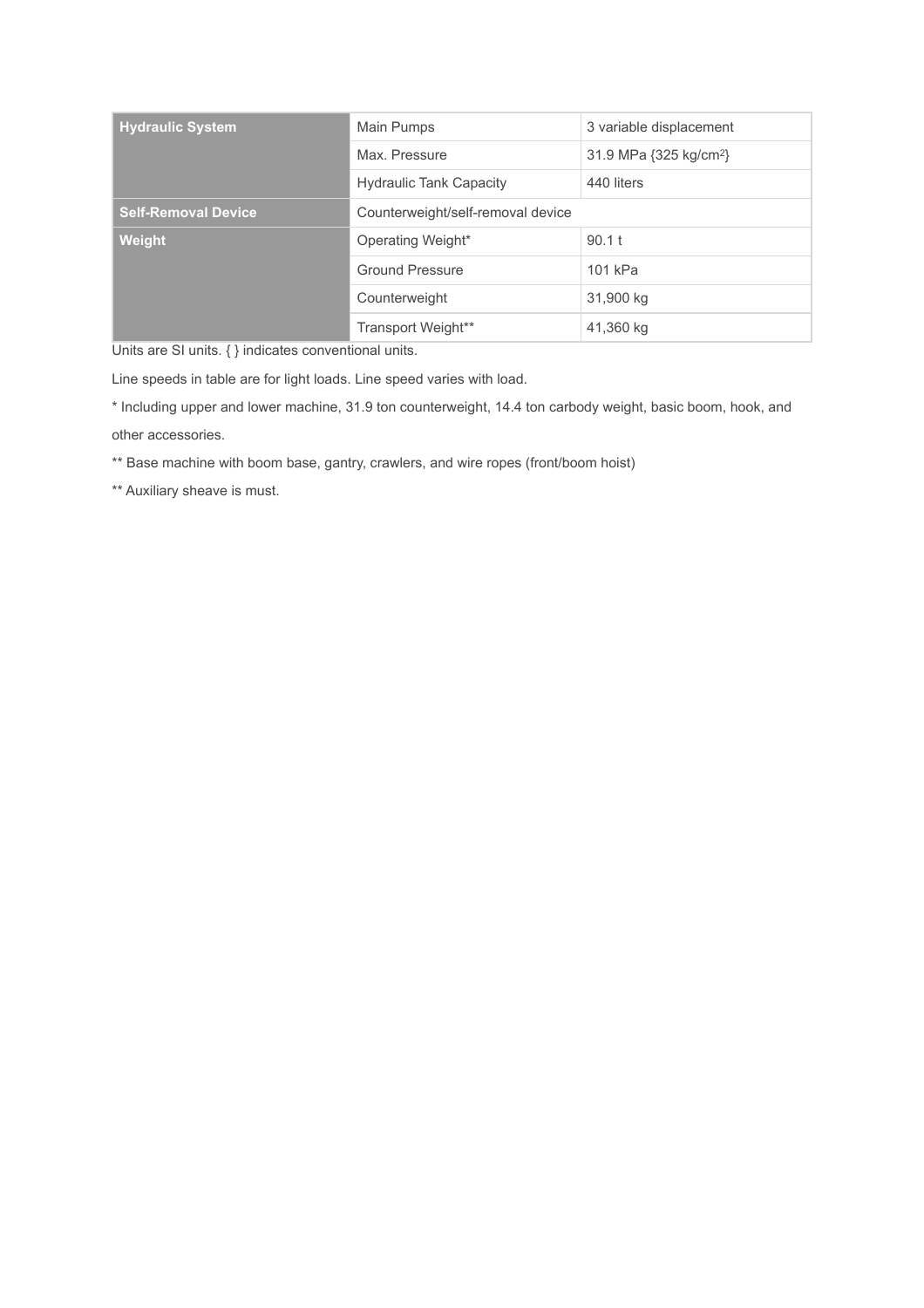| | | |
|---|---|---|
| **Hydraulic System** | Main Pumps | 3 variable displacement |
| | Max. Pressure | 31.9 MPa {325 kg/cm$^2$} |
| | Hydraulic Tank Capacity | 440 liters |
| **Self-Removal Device** | Counterweight/self-removal device | |
| **Weight** | Operating Weight* | 90.1 t |
| | Ground Pressure | 101 kPa |
| | Counterweight | 31,900 kg |
| | Transport Weight** | 41,360 kg |

Units are SI units. { } indicates conventional units.

Line speeds in table are for light loads. Line speed varies with load.

* Including upper and lower machine, 31.9 ton counterweight, 14.4 ton carbody weight, basic boom, hook, and other accessories.

** Base machine with boom base, gantry, crawlers, and wire ropes (front/boom hoist)

** Auxiliary sheave is must.